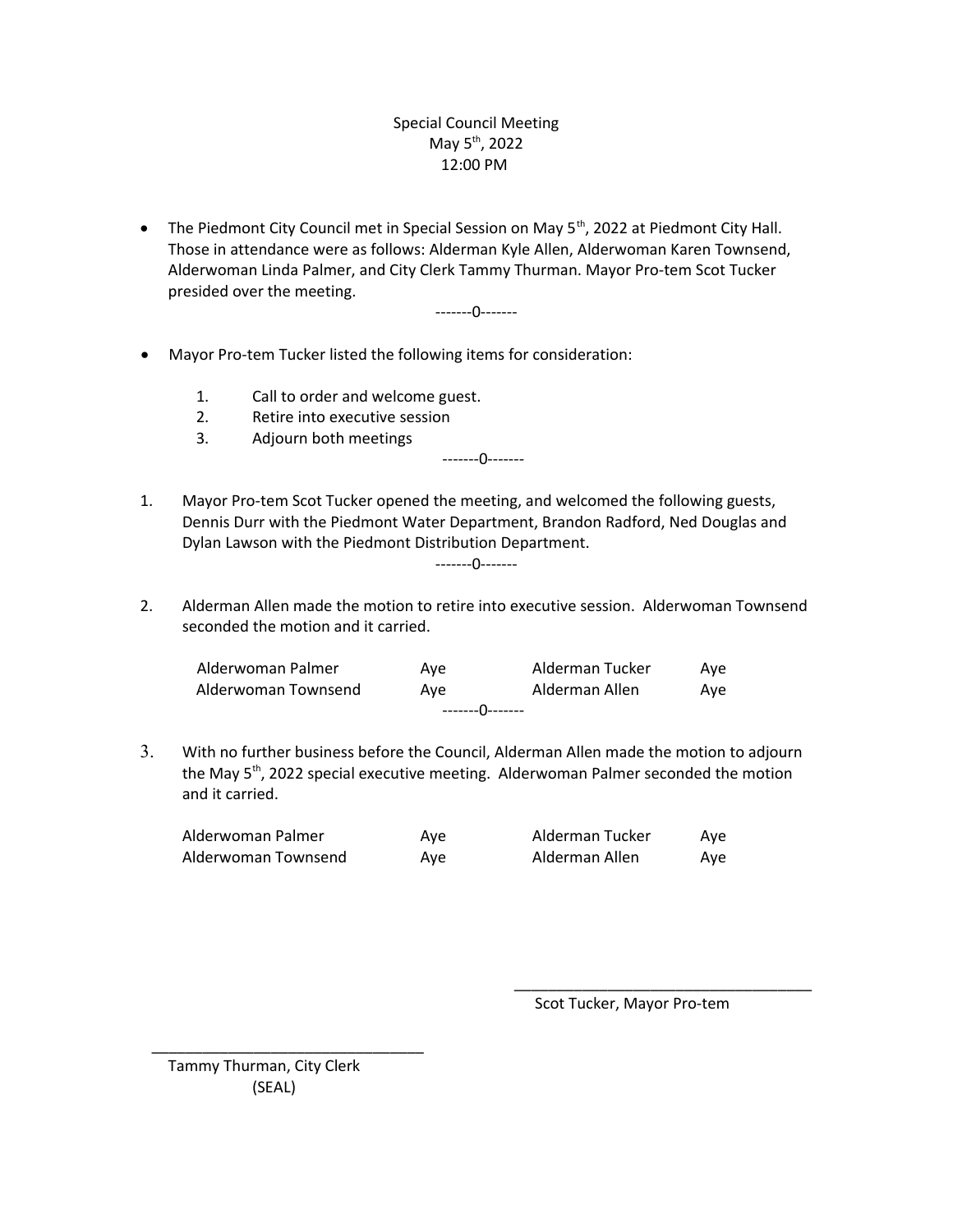Special Council Meeting
May 5th, 2022
12:00 PM

- The Piedmont City Council met in Special Session on May 5th, 2022 at Piedmont City Hall. Those in attendance were as follows: Alderman Kyle Allen, Alderwoman Karen Townsend, Alderwoman Linda Palmer, and City Clerk Tammy Thurman. Mayor Pro-tem Scot Tucker presided over the meeting.

-------0-------

- Mayor Pro-tem Tucker listed the following items for consideration:

    1. Call to order and welcome guest.
    2. Retire into executive session
    3. Adjourn both meetings

-------0-------

1. Mayor Pro-tem Scot Tucker opened the meeting, and welcomed the following guests, Dennis Durr with the Piedmont Water Department, Brandon Radford, Ned Douglas and Dylan Lawson with the Piedmont Distribution Department.

-------0-------

2. Alderman Allen made the motion to retire into executive session. Alderwoman Townsend seconded the motion and it carried.

| | | | |
|---|---|---|---|
| Alderwoman Palmer | Aye | Alderman Tucker | Aye |
| Alderwoman Townsend | Aye | Alderman Allen | Aye |

-------0-------

3. With no further business before the Council, Alderman Allen made the motion to adjourn the May 5th, 2022 special executive meeting. Alderwoman Palmer seconded the motion and it carried.

| | | | |
|---|---|---|---|
| Alderwoman Palmer | Aye | Alderman Tucker | Aye |
| Alderwoman Townsend | Aye | Alderman Allen | Aye |

___________________________________
Scot Tucker, Mayor Pro-tem

___________________________________
Tammy Thurman, City Clerk
(SEAL)